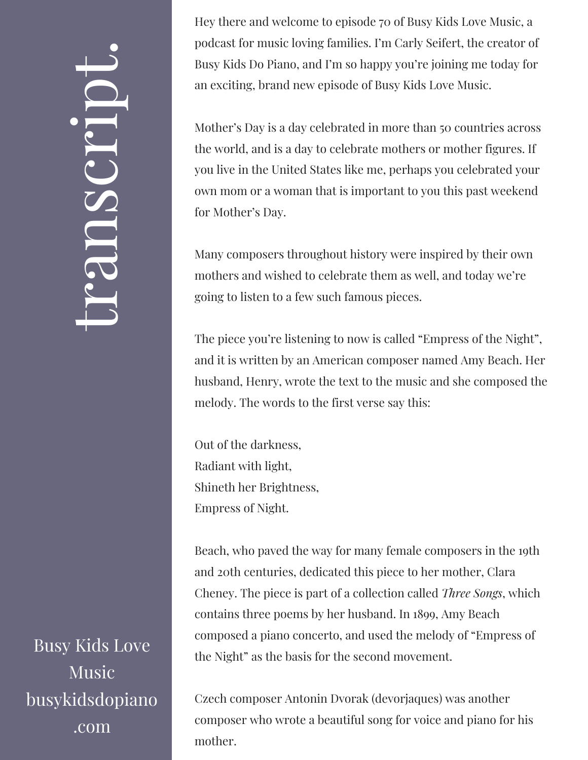Hey there and welcome to episode 70 of Busy Kids Love Music, a podcast for music loving families. I'm Carly Seifert, the creator of Busy Kids Do Piano, and I'm so happy you're joining me today for an exciting, brand new episode of Busy Kids Love Music.

Mother's Day is a day celebrated in more than 50 countries across the world, and is a day to celebrate mothers or mother figures. If you live in the United States like me, perhaps you celebrated your own mom or a woman that is important to you this past weekend for Mother's Day.

Many composers throughout history were inspired by their own mothers and wished to celebrate them as well, and today we're going to listen to a few such famous pieces.

The piece you're listening to now is called "Empress of the Night", and it is written by an American composer named Amy Beach. Her husband, Henry, wrote the text to the music and she composed the melody. The words to the first verse say this:

Out of the darkness,  
Radiant with light,  
Shineth her Brightness,  
Empress of Night.

Beach, who paved the way for many female composers in the 19th and 20th centuries, dedicated this piece to her mother, Clara Cheney. The piece is part of a collection called *Three Songs*, which contains three poems by her husband. In 1899, Amy Beach composed a piano concerto, and used the melody of "Empress of the Night" as the basis for the second movement.

Czech composer Antonin Dvorak (devorjaques) was another composer who wrote a beautiful song for voice and piano for his mother.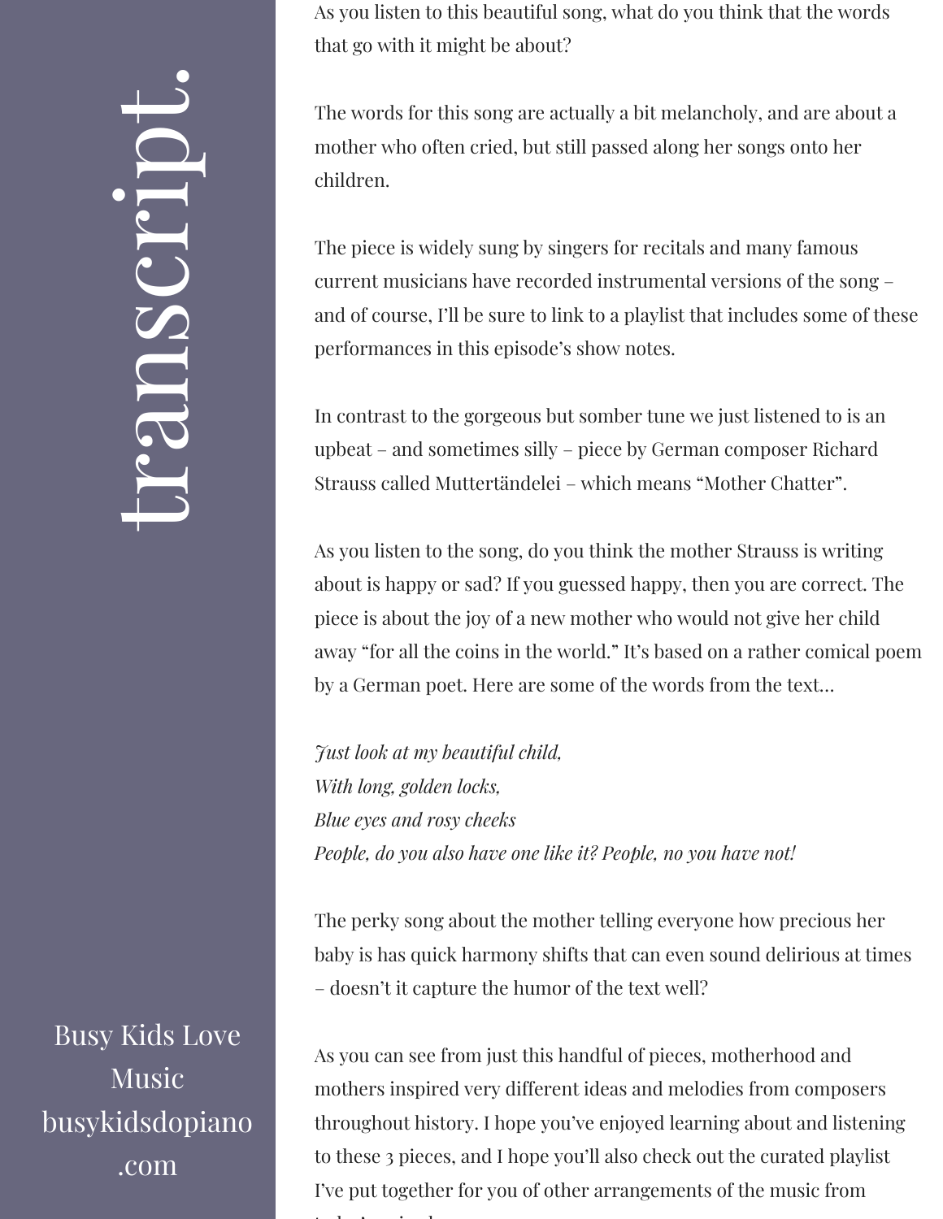As you listen to this beautiful song, what do you think that the words that go with it might be about?

The words for this song are actually a bit melancholy, and are about a mother who often cried, but still passed along her songs onto her children.

The piece is widely sung by singers for recitals and many famous current musicians have recorded instrumental versions of the song – and of course, I'll be sure to link to a playlist that includes some of these performances in this episode's show notes.

In contrast to the gorgeous but somber tune we just listened to is an upbeat – and sometimes silly – piece by German composer Richard Strauss called Muttertändelei – which means "Mother Chatter".

As you listen to the song, do you think the mother Strauss is writing about is happy or sad? If you guessed happy, then you are correct. The piece is about the joy of a new mother who would not give her child away "for all the coins in the world." It's based on a rather comical poem by a German poet. Here are some of the words from the text…

*Just look at my beautiful child,*
*With long, golden locks,*
*Blue eyes and rosy cheeks*
*People, do you also have one like it? People, no you have not!*

The perky song about the mother telling everyone how precious her baby is has quick harmony shifts that can even sound delirious at times – doesn't it capture the humor of the text well?

As you can see from just this handful of pieces, motherhood and mothers inspired very different ideas and melodies from composers throughout history. I hope you've enjoyed learning about and listening to these 3 pieces, and I hope you'll also check out the curated playlist I've put together for you of other arrangements of the music from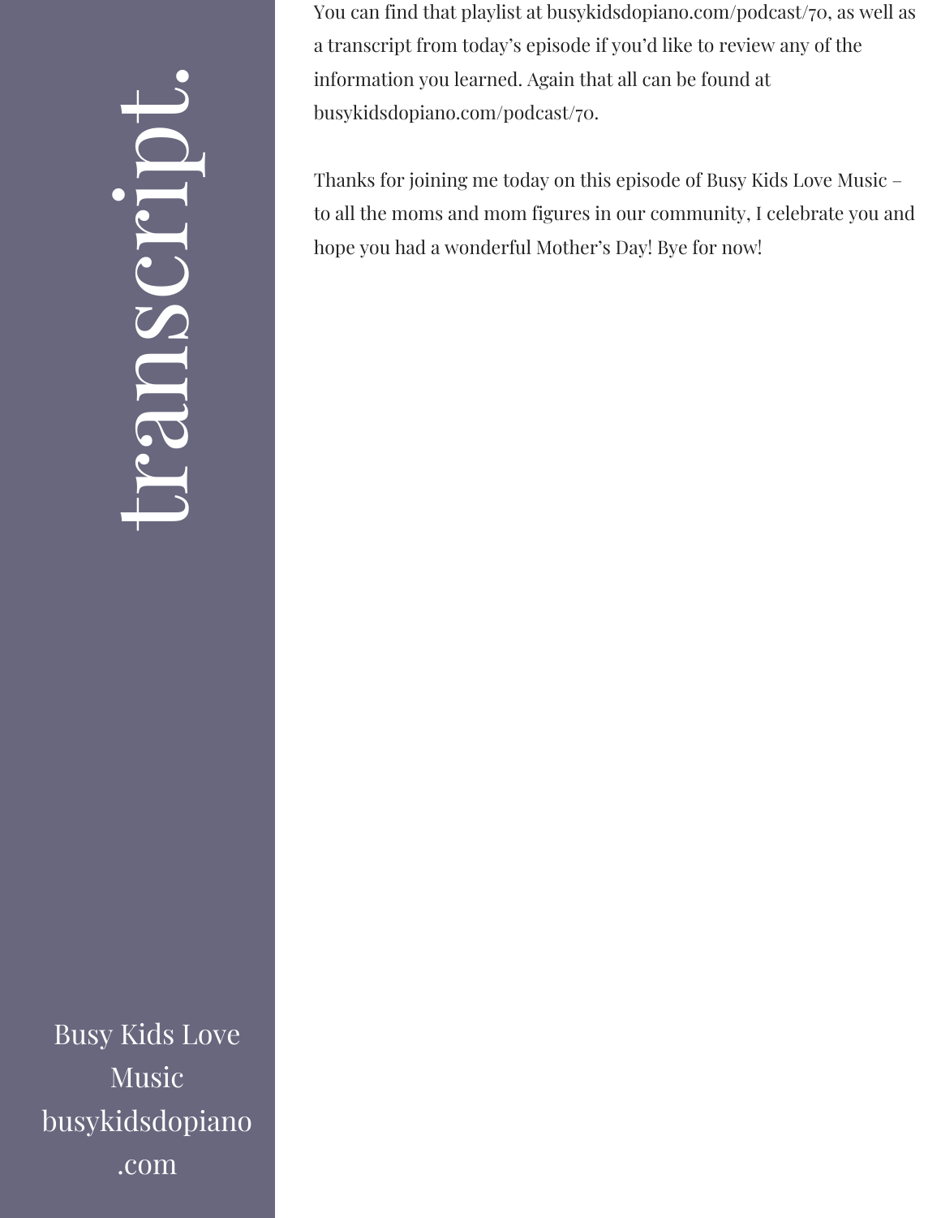You can find that playlist at busykidsdopiano.com/podcast/70, as well as a transcript from today's episode if you'd like to review any of the information you learned. Again that all can be found at busykidsdopiano.com/podcast/70.

Thanks for joining me today on this episode of Busy Kids Love Music – to all the moms and mom figures in our community, I celebrate you and hope you had a wonderful Mother's Day! Bye for now!